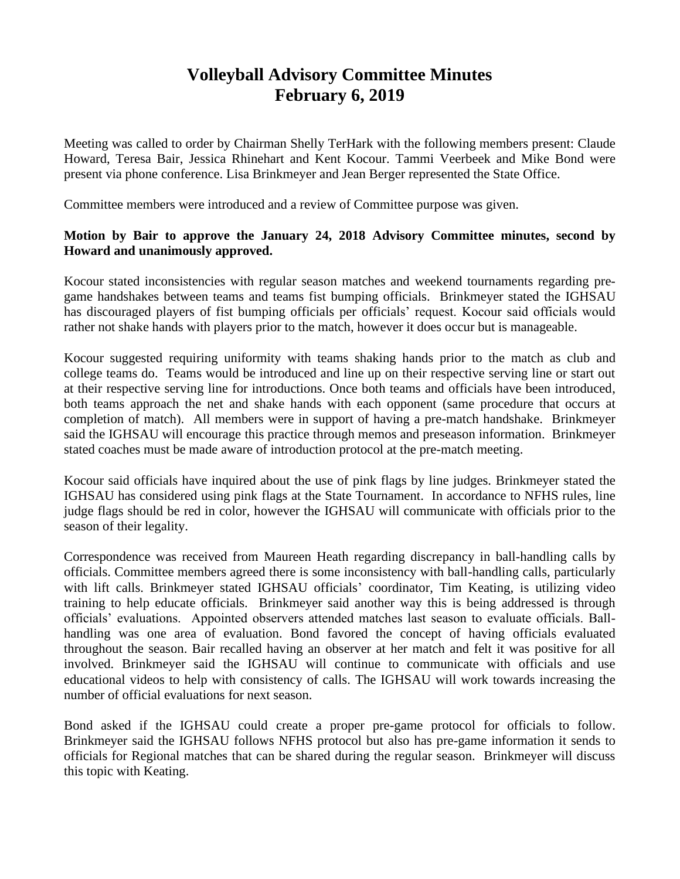# Volleyball Advisory Committee Minutes
# February 6, 2019

Meeting was called to order by Chairman Shelly TerHark with the following members present: Claude Howard, Teresa Bair, Jessica Rhinehart and Kent Kocour. Tammi Veerbeek and Mike Bond were present via phone conference. Lisa Brinkmeyer and Jean Berger represented the State Office.

Committee members were introduced and a review of Committee purpose was given.

**Motion by Bair to approve the January 24, 2018 Advisory Committee minutes, second by Howard and unanimously approved.**

Kocour stated inconsistencies with regular season matches and weekend tournaments regarding pre-game handshakes between teams and teams fist bumping officials. Brinkmeyer stated the IGHSAU has discouraged players of fist bumping officials per officials' request. Kocour said officials would rather not shake hands with players prior to the match, however it does occur but is manageable.

Kocour suggested requiring uniformity with teams shaking hands prior to the match as club and college teams do. Teams would be introduced and line up on their respective serving line or start out at their respective serving line for introductions. Once both teams and officials have been introduced, both teams approach the net and shake hands with each opponent (same procedure that occurs at completion of match). All members were in support of having a pre-match handshake. Brinkmeyer said the IGHSAU will encourage this practice through memos and preseason information. Brinkmeyer stated coaches must be made aware of introduction protocol at the pre-match meeting.

Kocour said officials have inquired about the use of pink flags by line judges. Brinkmeyer stated the IGHSAU has considered using pink flags at the State Tournament. In accordance to NFHS rules, line judge flags should be red in color, however the IGHSAU will communicate with officials prior to the season of their legality.

Correspondence was received from Maureen Heath regarding discrepancy in ball-handling calls by officials. Committee members agreed there is some inconsistency with ball-handling calls, particularly with lift calls. Brinkmeyer stated IGHSAU officials' coordinator, Tim Keating, is utilizing video training to help educate officials. Brinkmeyer said another way this is being addressed is through officials' evaluations. Appointed observers attended matches last season to evaluate officials. Ball-handling was one area of evaluation. Bond favored the concept of having officials evaluated throughout the season. Bair recalled having an observer at her match and felt it was positive for all involved. Brinkmeyer said the IGHSAU will continue to communicate with officials and use educational videos to help with consistency of calls. The IGHSAU will work towards increasing the number of official evaluations for next season.

Bond asked if the IGHSAU could create a proper pre-game protocol for officials to follow. Brinkmeyer said the IGHSAU follows NFHS protocol but also has pre-game information it sends to officials for Regional matches that can be shared during the regular season. Brinkmeyer will discuss this topic with Keating.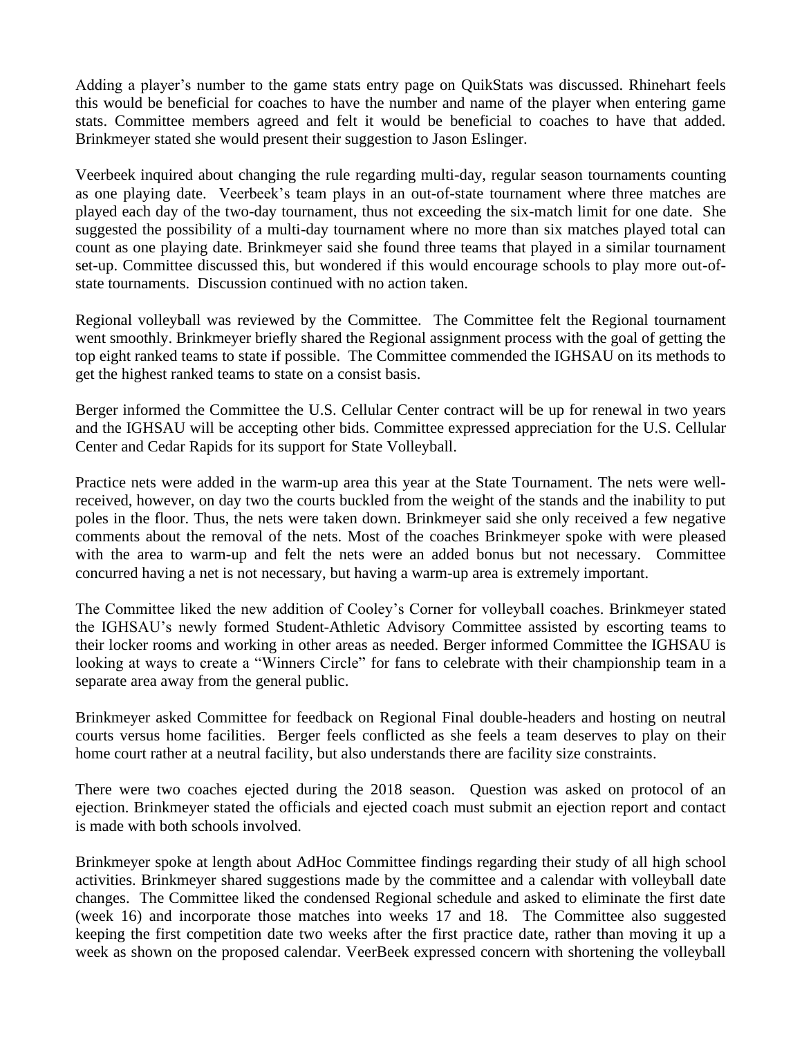Adding a player's number to the game stats entry page on QuikStats was discussed. Rhinehart feels this would be beneficial for coaches to have the number and name of the player when entering game stats. Committee members agreed and felt it would be beneficial to coaches to have that added. Brinkmeyer stated she would present their suggestion to Jason Eslinger.

Veerbeek inquired about changing the rule regarding multi-day, regular season tournaments counting as one playing date. Veerbeek's team plays in an out-of-state tournament where three matches are played each day of the two-day tournament, thus not exceeding the six-match limit for one date. She suggested the possibility of a multi-day tournament where no more than six matches played total can count as one playing date. Brinkmeyer said she found three teams that played in a similar tournament set-up. Committee discussed this, but wondered if this would encourage schools to play more out-of-state tournaments. Discussion continued with no action taken.

Regional volleyball was reviewed by the Committee. The Committee felt the Regional tournament went smoothly. Brinkmeyer briefly shared the Regional assignment process with the goal of getting the top eight ranked teams to state if possible. The Committee commended the IGHSAU on its methods to get the highest ranked teams to state on a consist basis.

Berger informed the Committee the U.S. Cellular Center contract will be up for renewal in two years and the IGHSAU will be accepting other bids. Committee expressed appreciation for the U.S. Cellular Center and Cedar Rapids for its support for State Volleyball.

Practice nets were added in the warm-up area this year at the State Tournament. The nets were well-received, however, on day two the courts buckled from the weight of the stands and the inability to put poles in the floor. Thus, the nets were taken down. Brinkmeyer said she only received a few negative comments about the removal of the nets. Most of the coaches Brinkmeyer spoke with were pleased with the area to warm-up and felt the nets were an added bonus but not necessary. Committee concurred having a net is not necessary, but having a warm-up area is extremely important.

The Committee liked the new addition of Cooley's Corner for volleyball coaches. Brinkmeyer stated the IGHSAU's newly formed Student-Athletic Advisory Committee assisted by escorting teams to their locker rooms and working in other areas as needed. Berger informed Committee the IGHSAU is looking at ways to create a "Winners Circle" for fans to celebrate with their championship team in a separate area away from the general public.

Brinkmeyer asked Committee for feedback on Regional Final double-headers and hosting on neutral courts versus home facilities. Berger feels conflicted as she feels a team deserves to play on their home court rather at a neutral facility, but also understands there are facility size constraints.

There were two coaches ejected during the 2018 season. Question was asked on protocol of an ejection. Brinkmeyer stated the officials and ejected coach must submit an ejection report and contact is made with both schools involved.

Brinkmeyer spoke at length about AdHoc Committee findings regarding their study of all high school activities. Brinkmeyer shared suggestions made by the committee and a calendar with volleyball date changes. The Committee liked the condensed Regional schedule and asked to eliminate the first date (week 16) and incorporate those matches into weeks 17 and 18. The Committee also suggested keeping the first competition date two weeks after the first practice date, rather than moving it up a week as shown on the proposed calendar. VeerBeek expressed concern with shortening the volleyball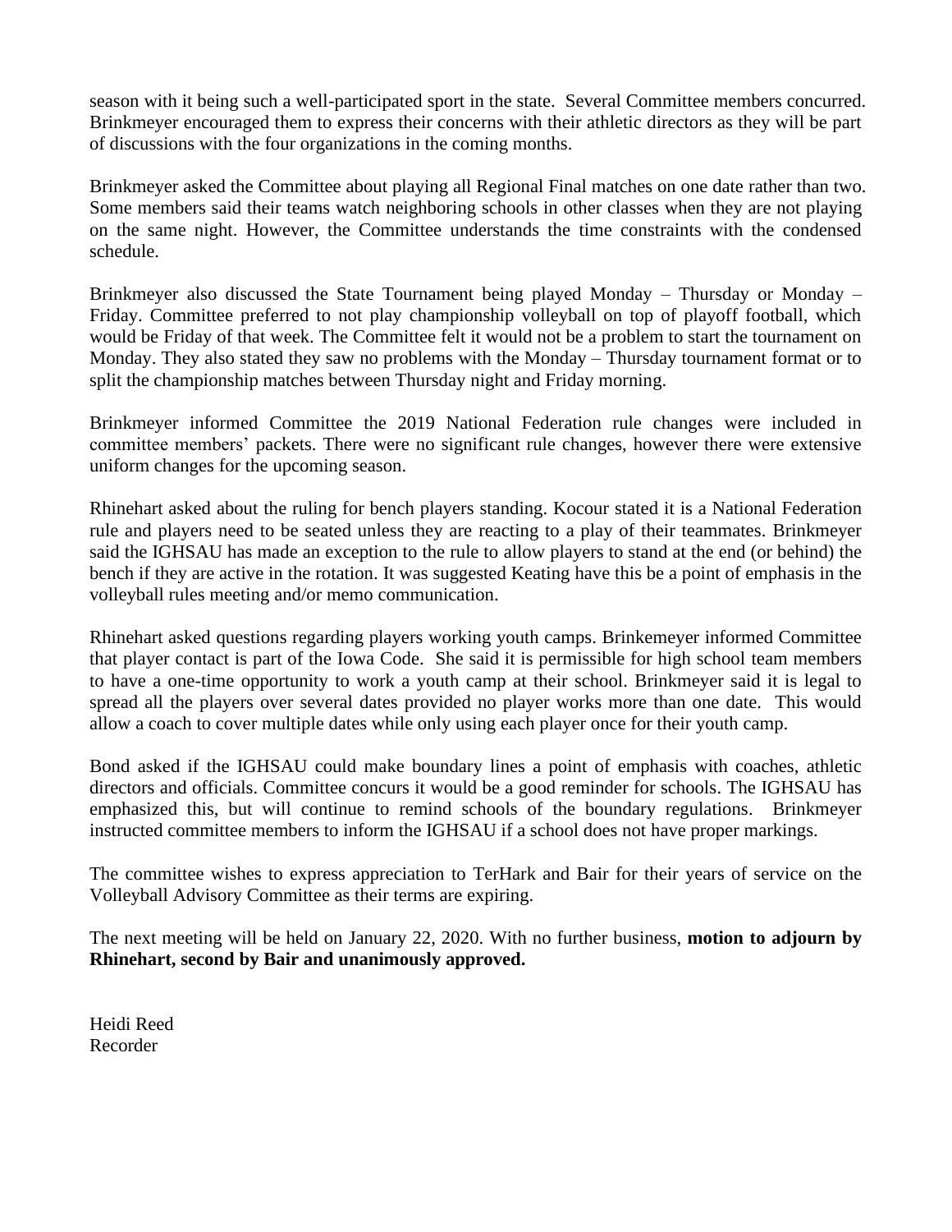season with it being such a well-participated sport in the state. Several Committee members concurred. Brinkmeyer encouraged them to express their concerns with their athletic directors as they will be part of discussions with the four organizations in the coming months.

Brinkmeyer asked the Committee about playing all Regional Final matches on one date rather than two. Some members said their teams watch neighboring schools in other classes when they are not playing on the same night. However, the Committee understands the time constraints with the condensed schedule.

Brinkmeyer also discussed the State Tournament being played Monday – Thursday or Monday – Friday. Committee preferred to not play championship volleyball on top of playoff football, which would be Friday of that week. The Committee felt it would not be a problem to start the tournament on Monday. They also stated they saw no problems with the Monday – Thursday tournament format or to split the championship matches between Thursday night and Friday morning.

Brinkmeyer informed Committee the 2019 National Federation rule changes were included in committee members' packets. There were no significant rule changes, however there were extensive uniform changes for the upcoming season.

Rhinehart asked about the ruling for bench players standing. Kocour stated it is a National Federation rule and players need to be seated unless they are reacting to a play of their teammates. Brinkmeyer said the IGHSAU has made an exception to the rule to allow players to stand at the end (or behind) the bench if they are active in the rotation. It was suggested Keating have this be a point of emphasis in the volleyball rules meeting and/or memo communication.

Rhinehart asked questions regarding players working youth camps. Brinkemeyer informed Committee that player contact is part of the Iowa Code. She said it is permissible for high school team members to have a one-time opportunity to work a youth camp at their school. Brinkmeyer said it is legal to spread all the players over several dates provided no player works more than one date. This would allow a coach to cover multiple dates while only using each player once for their youth camp.

Bond asked if the IGHSAU could make boundary lines a point of emphasis with coaches, athletic directors and officials. Committee concurs it would be a good reminder for schools. The IGHSAU has emphasized this, but will continue to remind schools of the boundary regulations. Brinkmeyer instructed committee members to inform the IGHSAU if a school does not have proper markings.

The committee wishes to express appreciation to TerHark and Bair for their years of service on the Volleyball Advisory Committee as their terms are expiring.

The next meeting will be held on January 22, 2020. With no further business, **motion to adjourn by Rhinehart, second by Bair and unanimously approved.**

Heidi Reed
Recorder